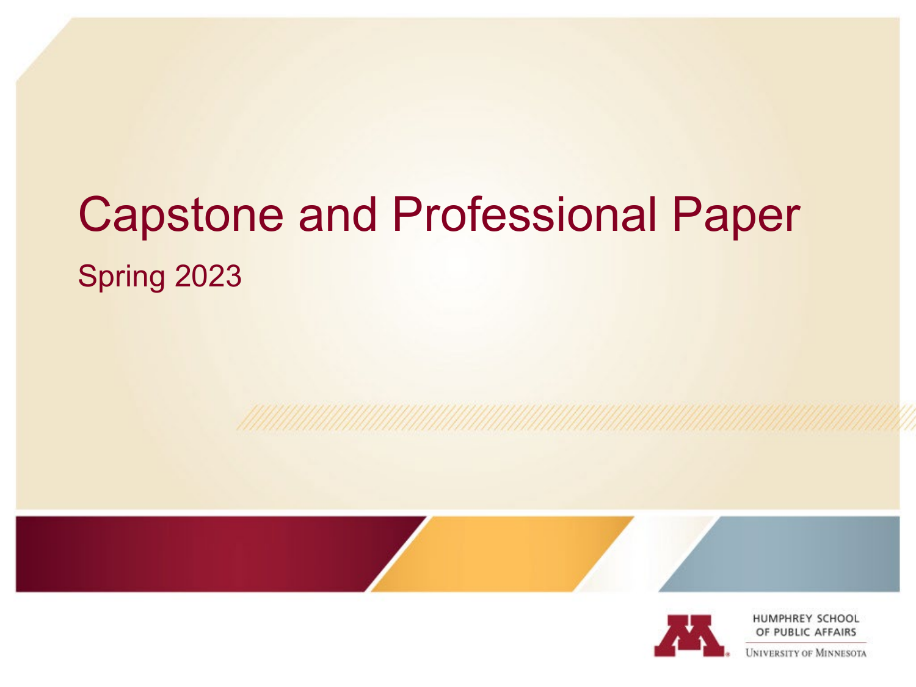# Capstone and Professional Paper

Spring 2023

HUMPHREY SCHOOL OF PUBLIC AFFAIRS

UNIVERSITY OF MINNESOTA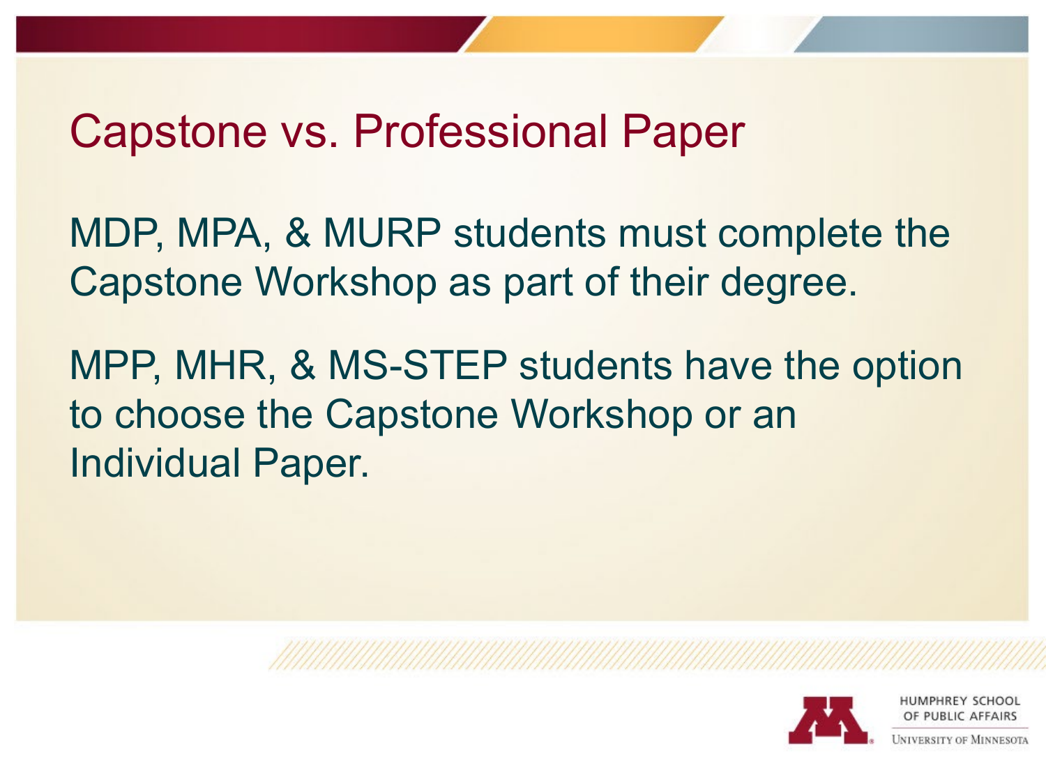# Capstone vs. Professional Paper

MDP, MPA, & MURP students must complete the Capstone Workshop as part of their degree.

MPP, MHR, & MS-STEP students have the option to choose the Capstone Workshop or an Individual Paper.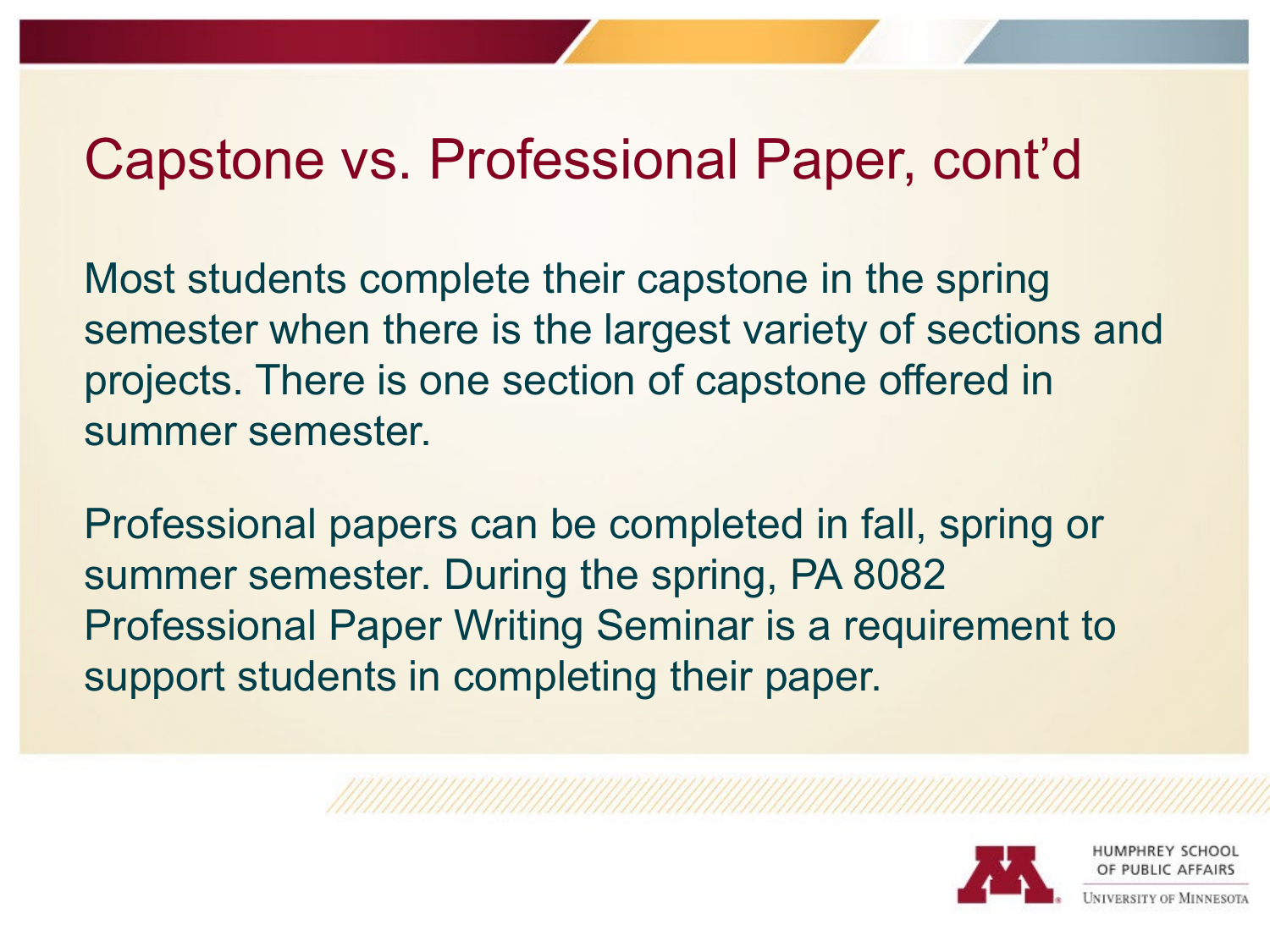# Capstone vs. Professional Paper, cont'd

Most students complete their capstone in the spring semester when there is the largest variety of sections and projects. There is one section of capstone offered in summer semester.

Professional papers can be completed in fall, spring or summer semester. During the spring, PA 8082 Professional Paper Writing Seminar is a requirement to support students in completing their paper.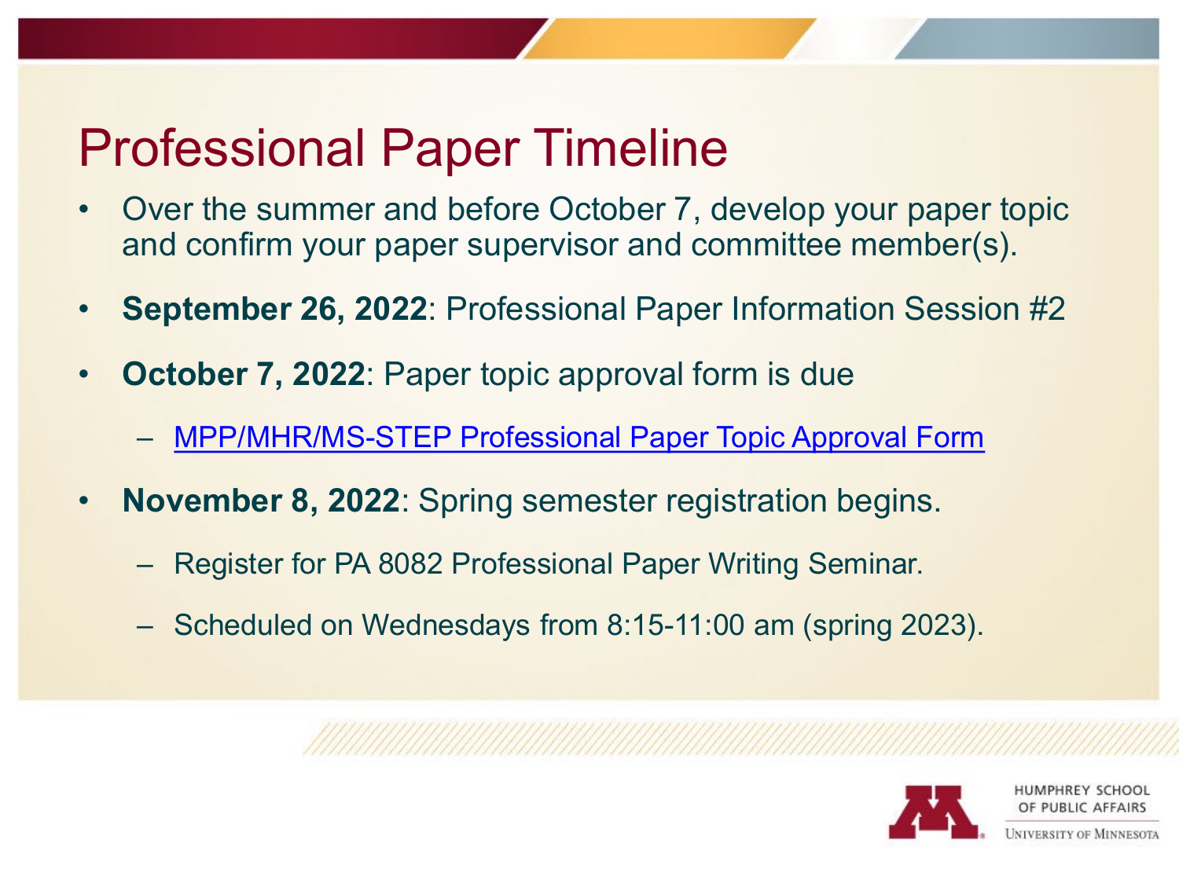# Professional Paper Timeline

- Over the summer and before October 7, develop your paper topic and confirm your paper supervisor and committee member(s).
- **September 26, 2022**: Professional Paper Information Session #2
- **October 7, 2022**: Paper topic approval form is due
  - MPP/MHR/MS-STEP Professional Paper Topic Approval Form
- **November 8, 2022**: Spring semester registration begins.
  - Register for PA 8082 Professional Paper Writing Seminar.
  - Scheduled on Wednesdays from 8:15-11:00 am (spring 2023).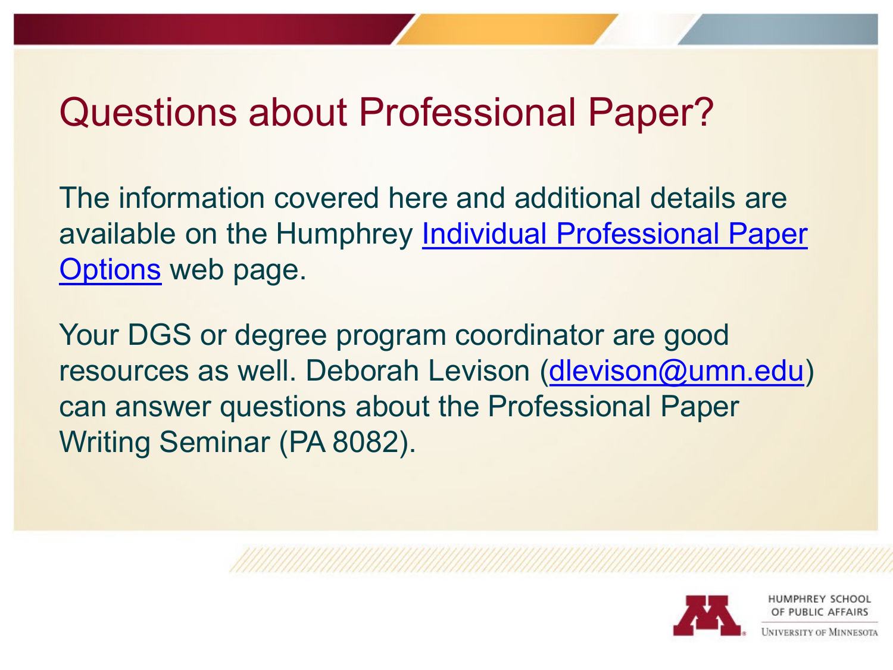# Questions about Professional Paper?

The information covered here and additional details are available on the Humphrey Individual Professional Paper Options web page.

Your DGS or degree program coordinator are good resources as well. Deborah Levison (dlevison@umn.edu) can answer questions about the Professional Paper Writing Seminar (PA 8082).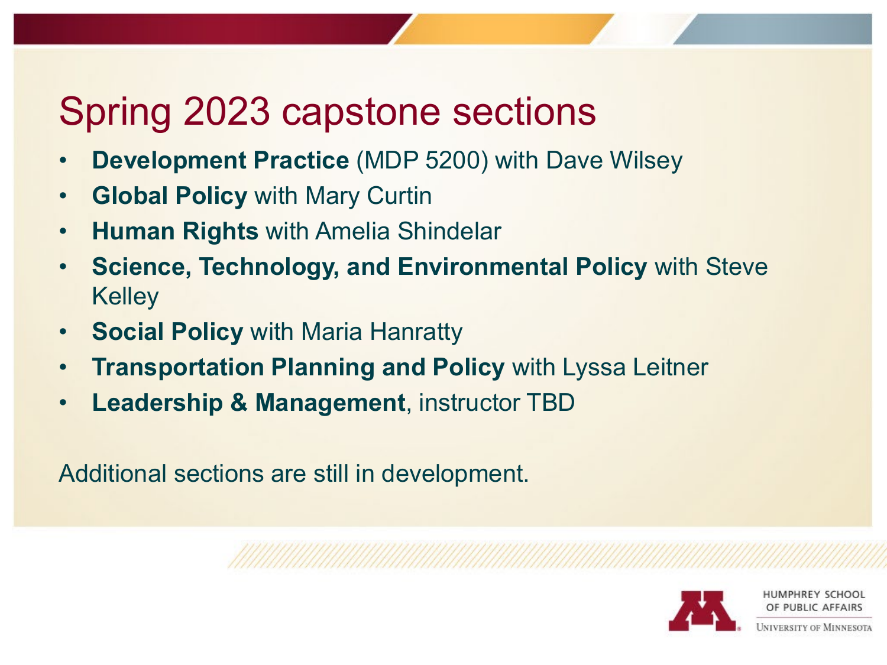# Spring 2023 capstone sections

- **Development Practice** (MDP 5200) with Dave Wilsey
- **Global Policy** with Mary Curtin
- **Human Rights** with Amelia Shindelar
- **Science, Technology, and Environmental Policy** with Steve Kelley
- **Social Policy** with Maria Hanratty
- **Transportation Planning and Policy** with Lyssa Leitner
- **Leadership & Management**, instructor TBD

Additional sections are still in development.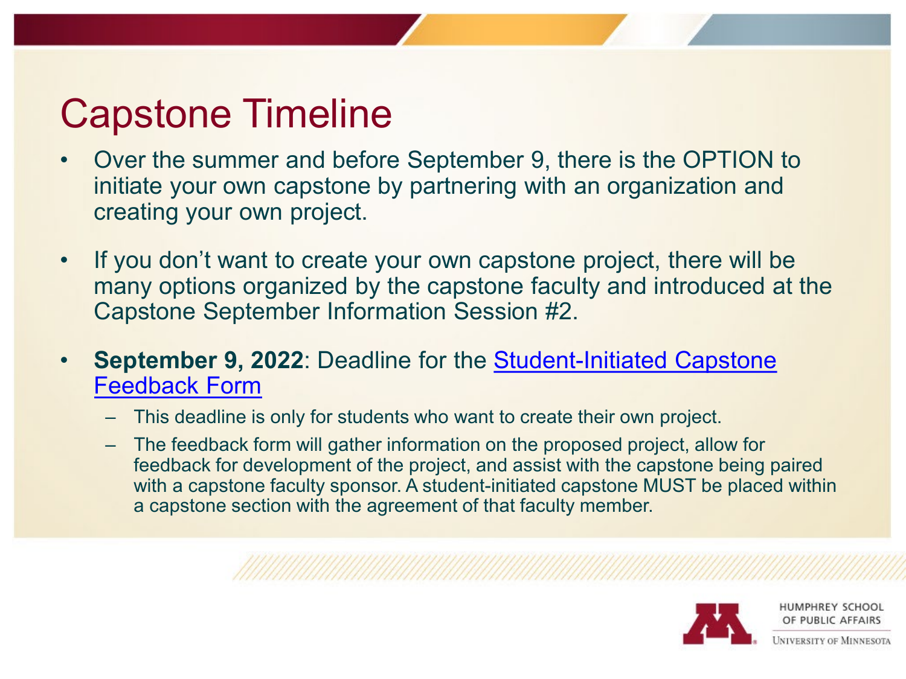# Capstone Timeline

- Over the summer and before September 9, there is the OPTION to initiate your own capstone by partnering with an organization and creating your own project.
- If you don't want to create your own capstone project, there will be many options organized by the capstone faculty and introduced at the Capstone September Information Session #2.
- **September 9, 2022**: Deadline for the Student-Initiated Capstone Feedback Form
  - This deadline is only for students who want to create their own project.
  - The feedback form will gather information on the proposed project, allow for feedback for development of the project, and assist with the capstone being paired with a capstone faculty sponsor. A student-initiated capstone MUST be placed within a capstone section with the agreement of that faculty member.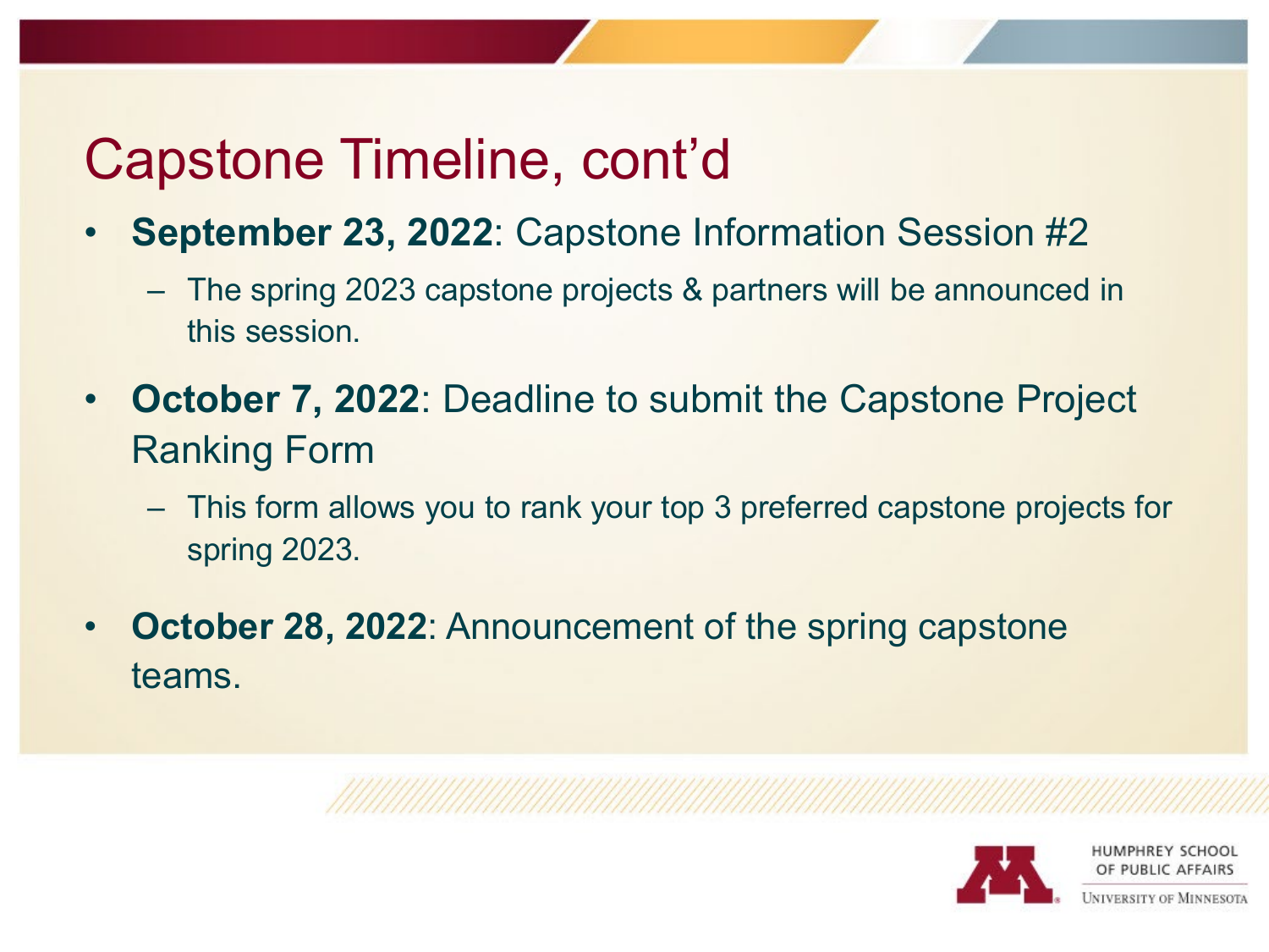# Capstone Timeline, cont'd

- **September 23, 2022**: Capstone Information Session #2
  - The spring 2023 capstone projects & partners will be announced in this session.
- **October 7, 2022**: Deadline to submit the Capstone Project Ranking Form
  - This form allows you to rank your top 3 preferred capstone projects for spring 2023.
- **October 28, 2022**: Announcement of the spring capstone teams.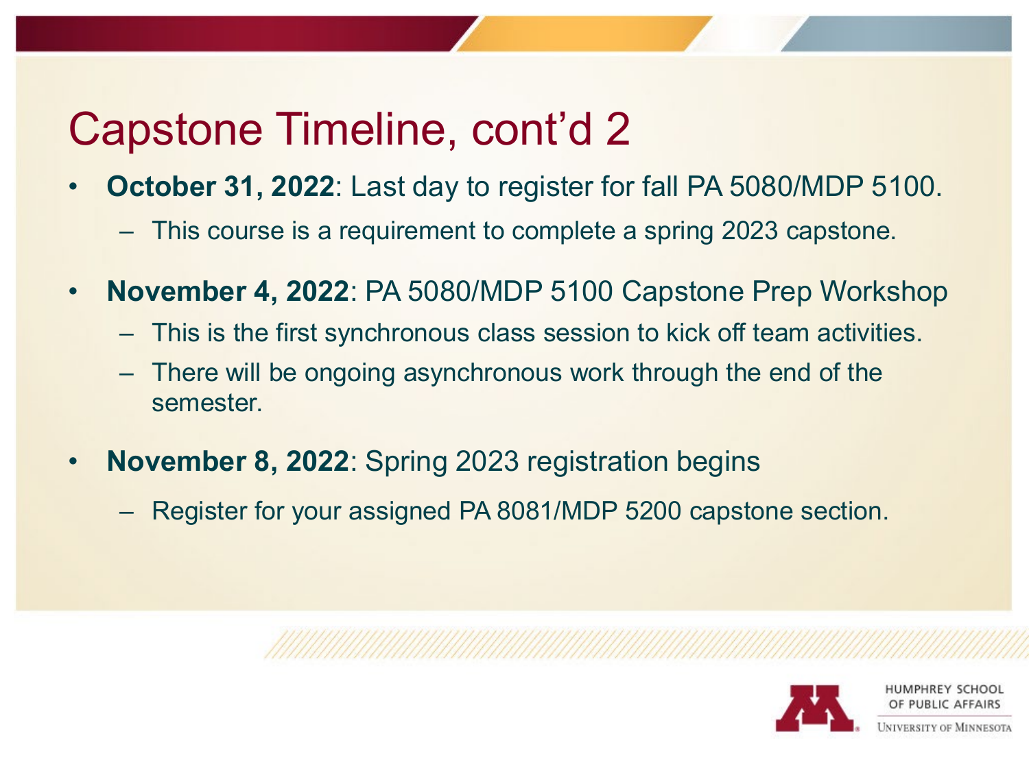# Capstone Timeline, cont'd 2

- **October 31, 2022**: Last day to register for fall PA 5080/MDP 5100.
  - This course is a requirement to complete a spring 2023 capstone.
- **November 4, 2022**: PA 5080/MDP 5100 Capstone Prep Workshop
  - This is the first synchronous class session to kick off team activities.
  - There will be ongoing asynchronous work through the end of the semester.
- **November 8, 2022**: Spring 2023 registration begins
  - Register for your assigned PA 8081/MDP 5200 capstone section.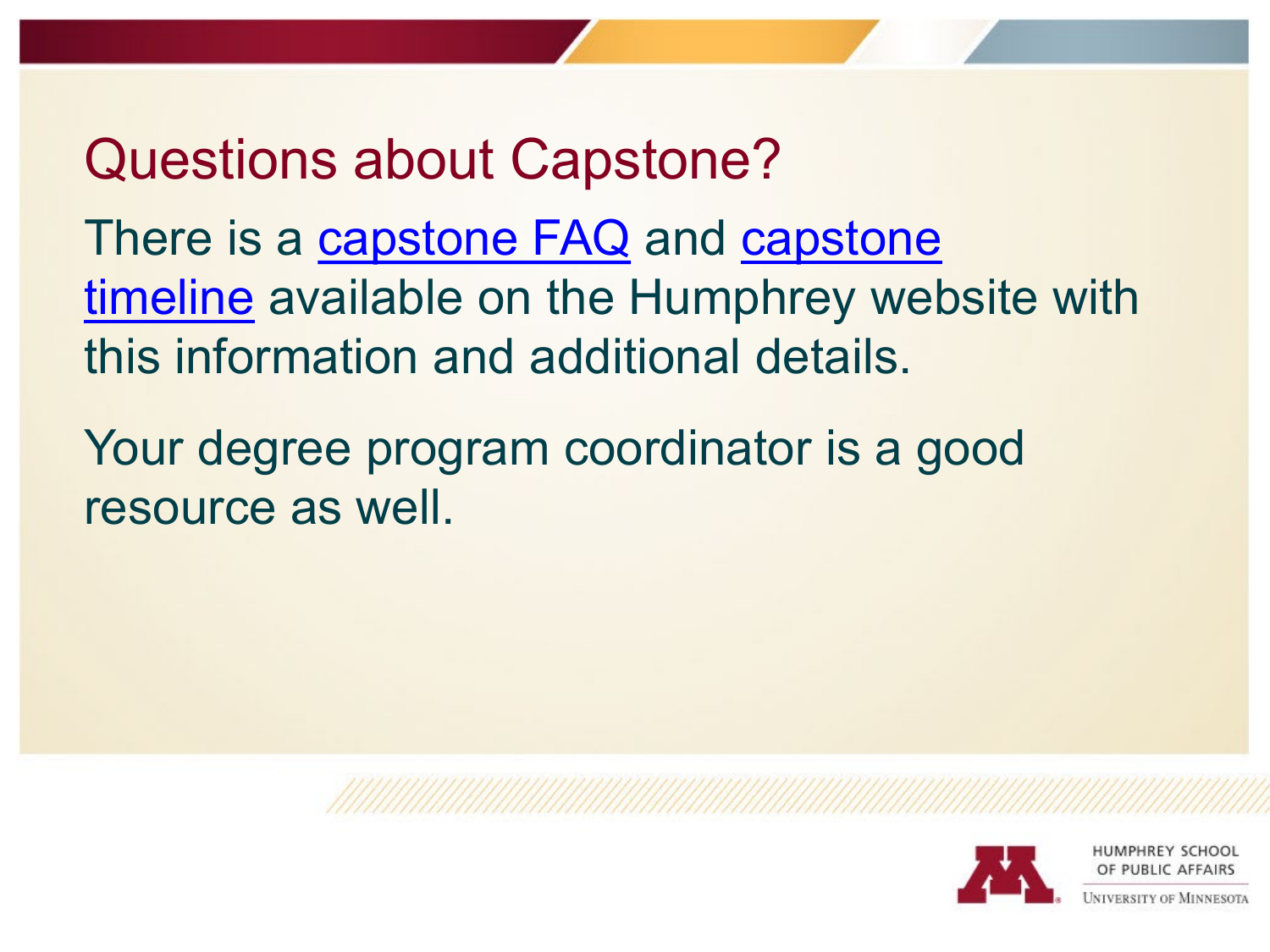# Questions about Capstone?

There is a capstone FAQ and capstone timeline available on the Humphrey website with this information and additional details.

Your degree program coordinator is a good resource as well.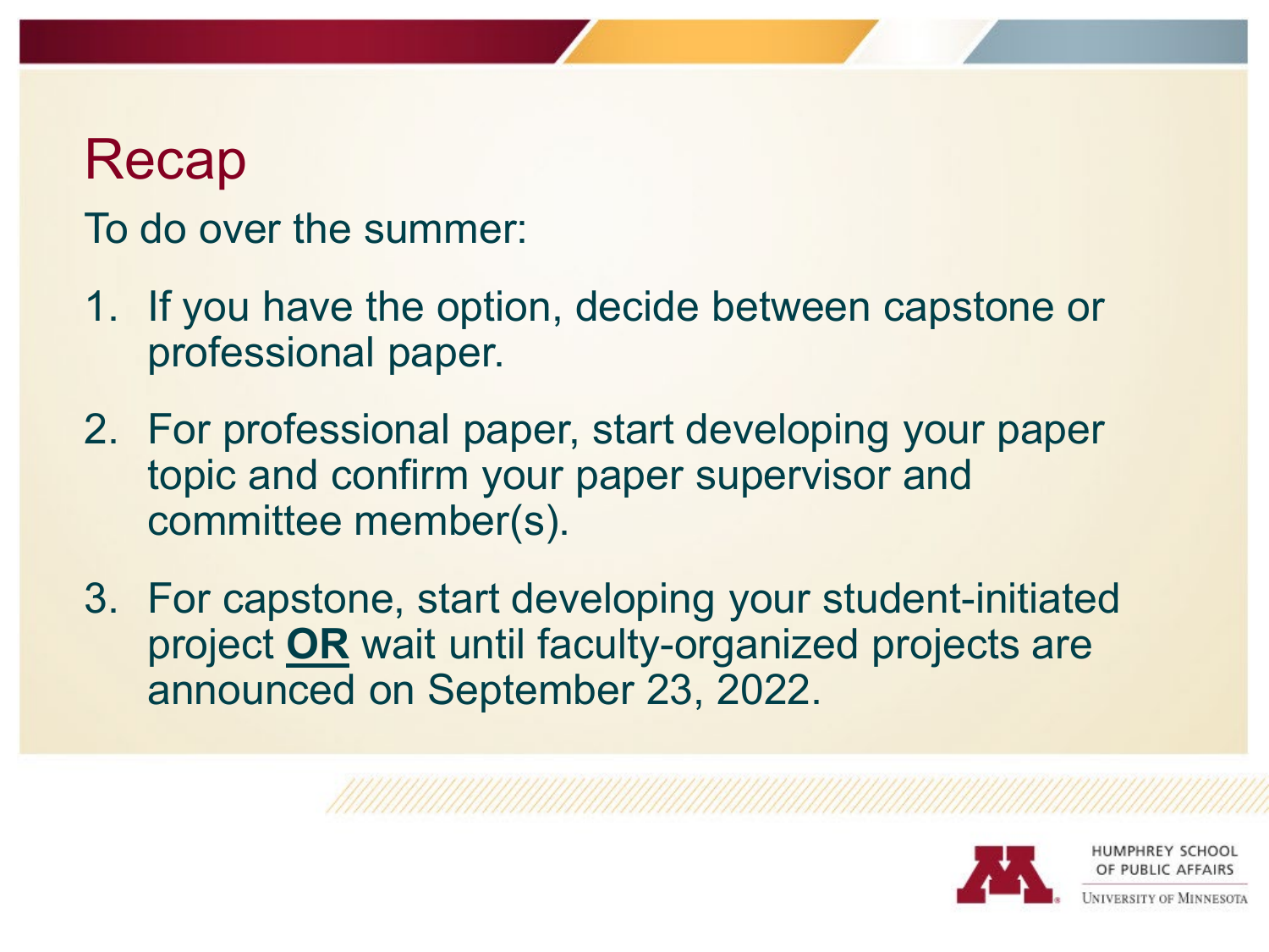# Recap

To do over the summer:

1. If you have the option, decide between capstone or professional paper.
2. For professional paper, start developing your paper topic and confirm your paper supervisor and committee member(s).
3. For capstone, start developing your student-initiated project **OR** wait until faculty-organized projects are announced on September 23, 2022.

HUMPHREY SCHOOL OF PUBLIC AFFAIRS

UNIVERSITY OF MINNESOTA